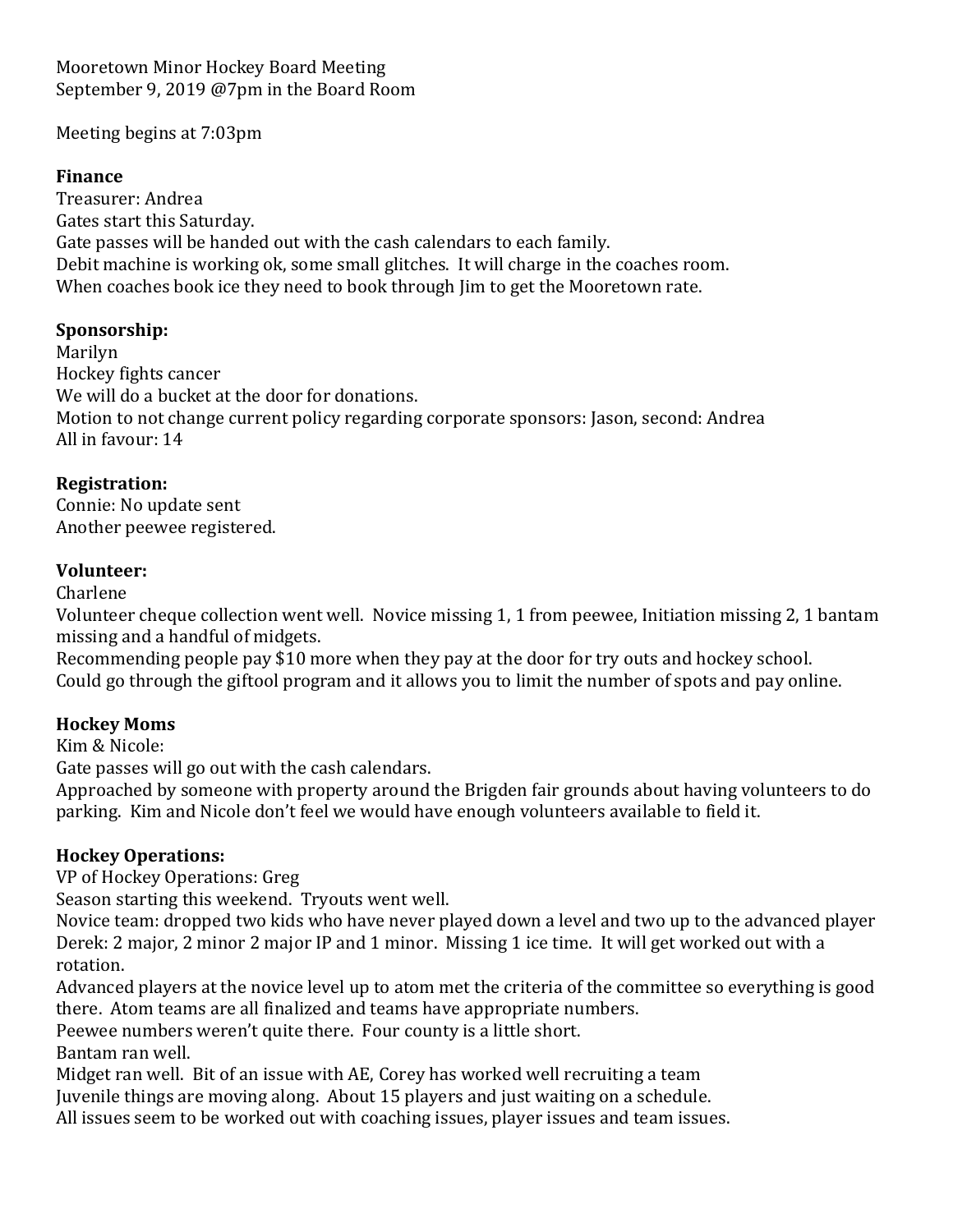Mooretown Minor Hockey Board Meeting
September 9, 2019 @7pm in the Board Room

Meeting begins at 7:03pm

**Finance**
Treasurer: Andrea
Gates start this Saturday.
Gate passes will be handed out with the cash calendars to each family.
Debit machine is working ok, some small glitches. It will charge in the coaches room.
When coaches book ice they need to book through Jim to get the Mooretown rate.

**Sponsorship:**
Marilyn
Hockey fights cancer
We will do a bucket at the door for donations.
Motion to not change current policy regarding corporate sponsors: Jason, second: Andrea
All in favour: 14

**Registration:**
Connie: No update sent
Another peewee registered.

**Volunteer:**
Charlene
Volunteer cheque collection went well. Novice missing 1, 1 from peewee, Initiation missing 2, 1 bantam missing and a handful of midgets.
Recommending people pay $10 more when they pay at the door for try outs and hockey school.
Could go through the giftool program and it allows you to limit the number of spots and pay online.

**Hockey Moms**
Kim & Nicole:
Gate passes will go out with the cash calendars.
Approached by someone with property around the Brigden fair grounds about having volunteers to do parking. Kim and Nicole don't feel we would have enough volunteers available to field it.

**Hockey Operations:**
VP of Hockey Operations: Greg
Season starting this weekend. Tryouts went well.
Novice team: dropped two kids who have never played down a level and two up to the advanced player
Derek: 2 major, 2 minor 2 major IP and 1 minor. Missing 1 ice time. It will get worked out with a rotation.
Advanced players at the novice level up to atom met the criteria of the committee so everything is good there. Atom teams are all finalized and teams have appropriate numbers.
Peewee numbers weren't quite there. Four county is a little short.
Bantam ran well.
Midget ran well. Bit of an issue with AE, Corey has worked well recruiting a team
Juvenile things are moving along. About 15 players and just waiting on a schedule.
All issues seem to be worked out with coaching issues, player issues and team issues.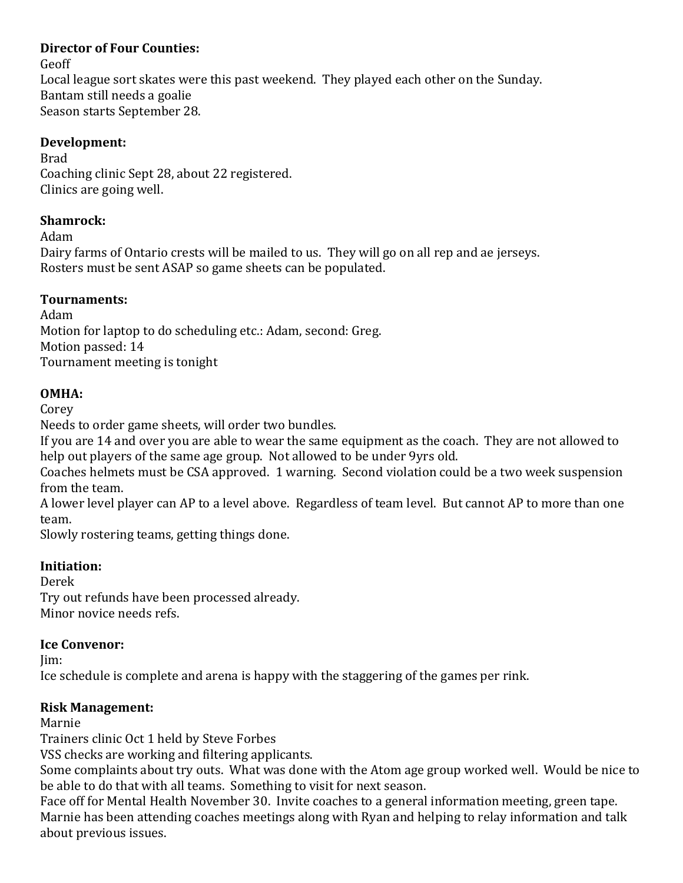**Director of Four Counties:**
Geoff
Local league sort skates were this past weekend. They played each other on the Sunday.
Bantam still needs a goalie
Season starts September 28.

**Development:**
Brad
Coaching clinic Sept 28, about 22 registered.
Clinics are going well.

**Shamrock:**
Adam
Dairy farms of Ontario crests will be mailed to us. They will go on all rep and ae jerseys.
Rosters must be sent ASAP so game sheets can be populated.

**Tournaments:**
Adam
Motion for laptop to do scheduling etc.: Adam, second: Greg.
Motion passed: 14
Tournament meeting is tonight

**OMHA:**
Corey
Needs to order game sheets, will order two bundles.
If you are 14 and over you are able to wear the same equipment as the coach. They are not allowed to help out players of the same age group. Not allowed to be under 9yrs old.
Coaches helmets must be CSA approved. 1 warning. Second violation could be a two week suspension from the team.
A lower level player can AP to a level above. Regardless of team level. But cannot AP to more than one team.
Slowly rostering teams, getting things done.

**Initiation:**
Derek
Try out refunds have been processed already.
Minor novice needs refs.

**Ice Convenor:**
Jim:
Ice schedule is complete and arena is happy with the staggering of the games per rink.

**Risk Management:**
Marnie
Trainers clinic Oct 1 held by Steve Forbes
VSS checks are working and filtering applicants.
Some complaints about try outs. What was done with the Atom age group worked well. Would be nice to be able to do that with all teams. Something to visit for next season.
Face off for Mental Health November 30. Invite coaches to a general information meeting, green tape.
Marnie has been attending coaches meetings along with Ryan and helping to relay information and talk about previous issues.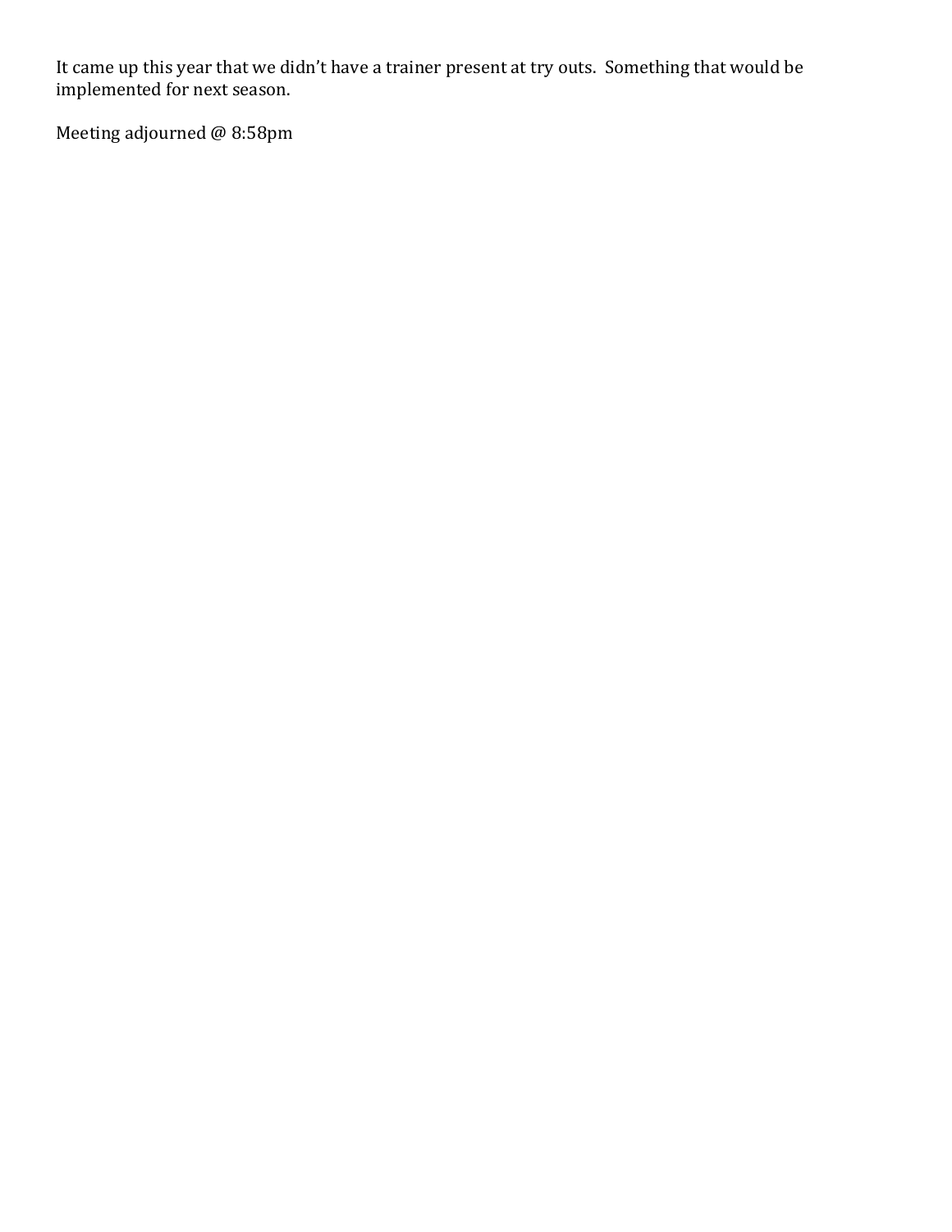It came up this year that we didn't have a trainer present at try outs.  Something that would be implemented for next season.

Meeting adjourned @ 8:58pm